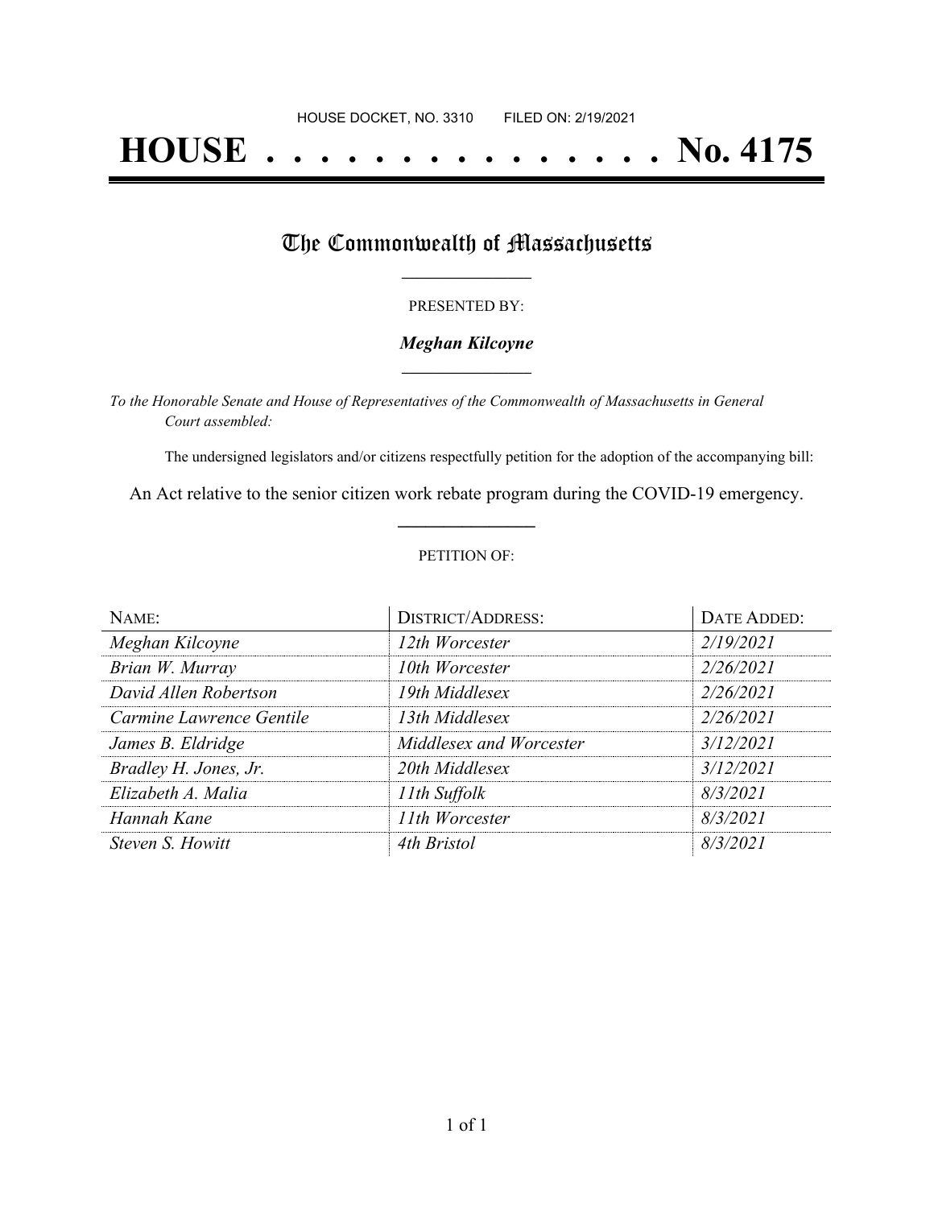HOUSE DOCKET, NO. 3310 FILED ON: 2/19/2021

# HOUSE . . . . . . . . . . . . . . . No. 4175

## The Commonwealth of Massachusetts

PRESENTED BY:

***Meghan Kilcoyne***

*To the Honorable Senate and House of Representatives of the Commonwealth of Massachusetts in General Court assembled:*

The undersigned legislators and/or citizens respectfully petition for the adoption of the accompanying bill:

An Act relative to the senior citizen work rebate program during the COVID-19 emergency.

PETITION OF:

| NAME: | DISTRICT/ADDRESS: | DATE ADDED: |
| --- | --- | --- |
| *Meghan Kilcoyne* | *12th Worcester* | *2/19/2021* |
| *Brian W. Murray* | *10th Worcester* | *2/26/2021* |
| *David Allen Robertson* | *19th Middlesex* | *2/26/2021* |
| *Carmine Lawrence Gentile* | *13th Middlesex* | *2/26/2021* |
| *James B. Eldridge* | *Middlesex and Worcester* | *3/12/2021* |
| *Bradley H. Jones, Jr.* | *20th Middlesex* | *3/12/2021* |
| *Elizabeth A. Malia* | *11th Suffolk* | *8/3/2021* |
| *Hannah Kane* | *11th Worcester* | *8/3/2021* |
| *Steven S. Howitt* | *4th Bristol* | *8/3/2021* |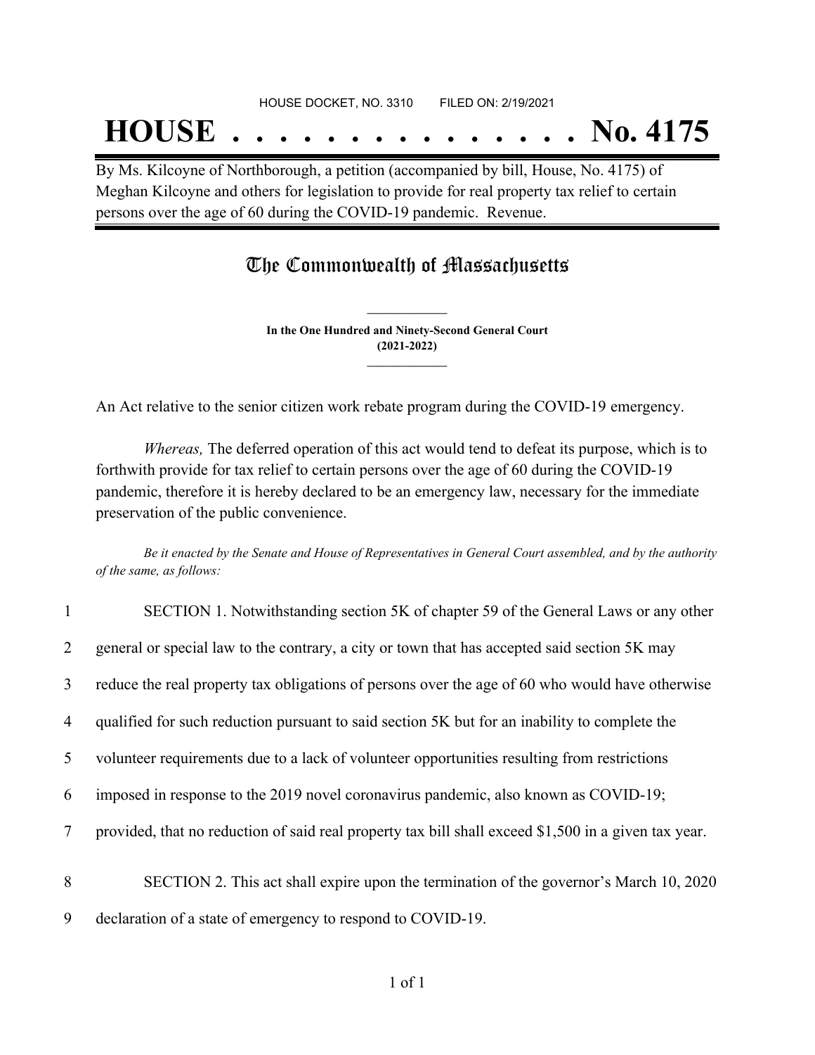HOUSE DOCKET, NO. 3310 FILED ON: 2/19/2021

# HOUSE . . . . . . . . . . . . . . . No. 4175

By Ms. Kilcoyne of Northborough, a petition (accompanied by bill, House, No. 4175) of Meghan Kilcoyne and others for legislation to provide for real property tax relief to certain persons over the age of 60 during the COVID-19 pandemic. Revenue.

## The Commonwealth of Massachusetts

**In the One Hundred and Ninety-Second General Court**
**(2021-2022)**

An Act relative to the senior citizen work rebate program during the COVID-19 emergency.

*Whereas,* The deferred operation of this act would tend to defeat its purpose, which is to forthwith provide for tax relief to certain persons over the age of 60 during the COVID-19 pandemic, therefore it is hereby declared to be an emergency law, necessary for the immediate preservation of the public convenience.

*Be it enacted by the Senate and House of Representatives in General Court assembled, and by the authority of the same, as follows:*

1 SECTION 1. Notwithstanding section 5K of chapter 59 of the General Laws or any other
2 general or special law to the contrary, a city or town that has accepted said section 5K may
3 reduce the real property tax obligations of persons over the age of 60 who would have otherwise
4 qualified for such reduction pursuant to said section 5K but for an inability to complete the
5 volunteer requirements due to a lack of volunteer opportunities resulting from restrictions
6 imposed in response to the 2019 novel coronavirus pandemic, also known as COVID-19;
7 provided, that no reduction of said real property tax bill shall exceed $1,500 in a given tax year.

8 SECTION 2. This act shall expire upon the termination of the governor's March 10, 2020
9 declaration of a state of emergency to respond to COVID-19.